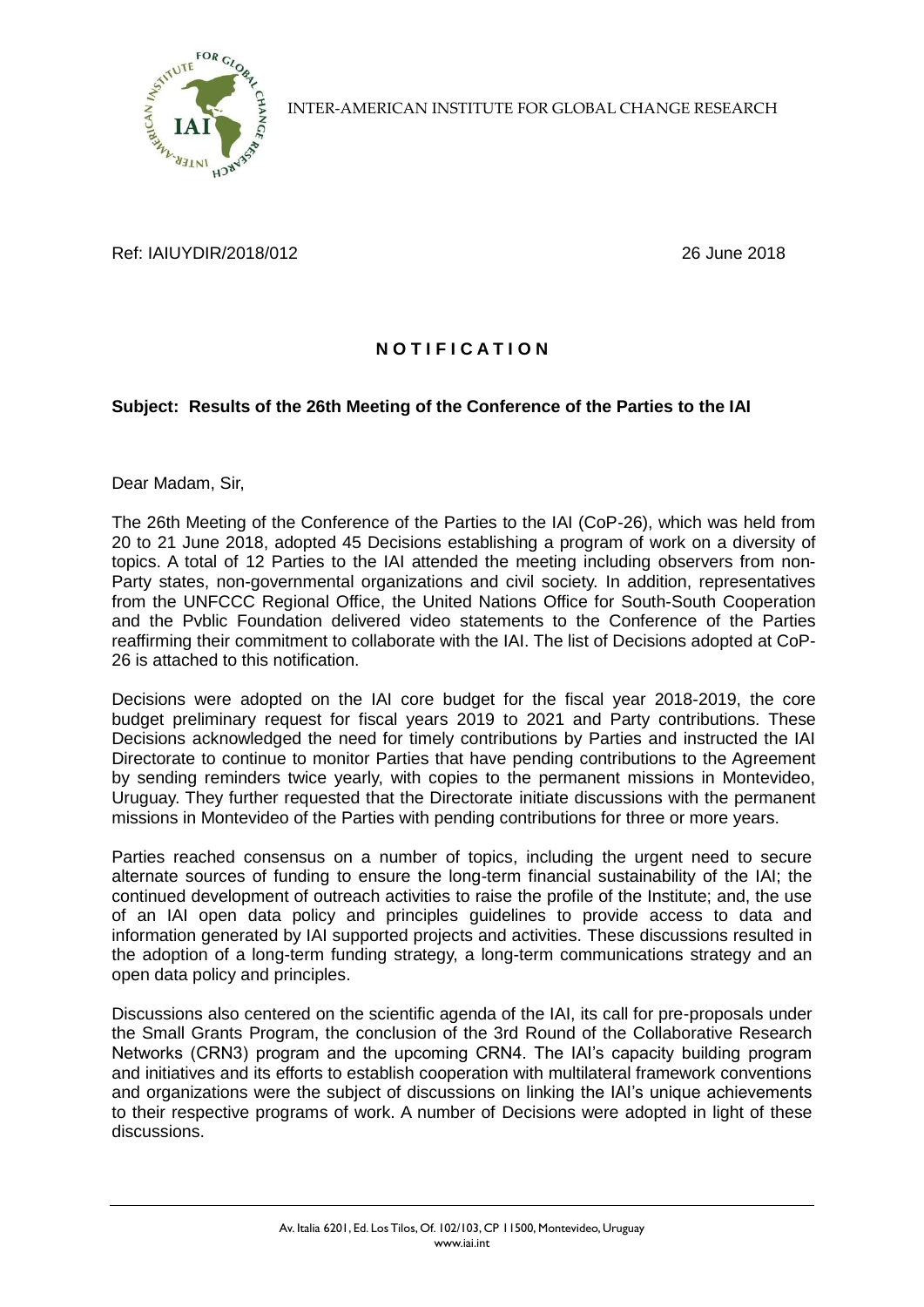INTER-AMERICAN INSTITUTE FOR GLOBAL CHANGE RESEARCH

Ref: IAIUYDIR/2018/012

26 June 2018

# NOTIFICATION

**Subject: Results of the 26th Meeting of the Conference of the Parties to the IAI**

Dear Madam, Sir,

The 26th Meeting of the Conference of the Parties to the IAI (CoP-26), which was held from 20 to 21 June 2018, adopted 45 Decisions establishing a program of work on a diversity of topics. A total of 12 Parties to the IAI attended the meeting including observers from non-Party states, non-governmental organizations and civil society. In addition, representatives from the UNFCCC Regional Office, the United Nations Office for South-South Cooperation and the Pvblic Foundation delivered video statements to the Conference of the Parties reaffirming their commitment to collaborate with the IAI. The list of Decisions adopted at CoP-26 is attached to this notification.

Decisions were adopted on the IAI core budget for the fiscal year 2018-2019, the core budget preliminary request for fiscal years 2019 to 2021 and Party contributions. These Decisions acknowledged the need for timely contributions by Parties and instructed the IAI Directorate to continue to monitor Parties that have pending contributions to the Agreement by sending reminders twice yearly, with copies to the permanent missions in Montevideo, Uruguay. They further requested that the Directorate initiate discussions with the permanent missions in Montevideo of the Parties with pending contributions for three or more years.

Parties reached consensus on a number of topics, including the urgent need to secure alternate sources of funding to ensure the long-term financial sustainability of the IAI; the continued development of outreach activities to raise the profile of the Institute; and, the use of an IAI open data policy and principles guidelines to provide access to data and information generated by IAI supported projects and activities. These discussions resulted in the adoption of a long-term funding strategy, a long-term communications strategy and an open data policy and principles.

Discussions also centered on the scientific agenda of the IAI, its call for pre-proposals under the Small Grants Program, the conclusion of the 3rd Round of the Collaborative Research Networks (CRN3) program and the upcoming CRN4. The IAI's capacity building program and initiatives and its efforts to establish cooperation with multilateral framework conventions and organizations were the subject of discussions on linking the IAI's unique achievements to their respective programs of work. A number of Decisions were adopted in light of these discussions.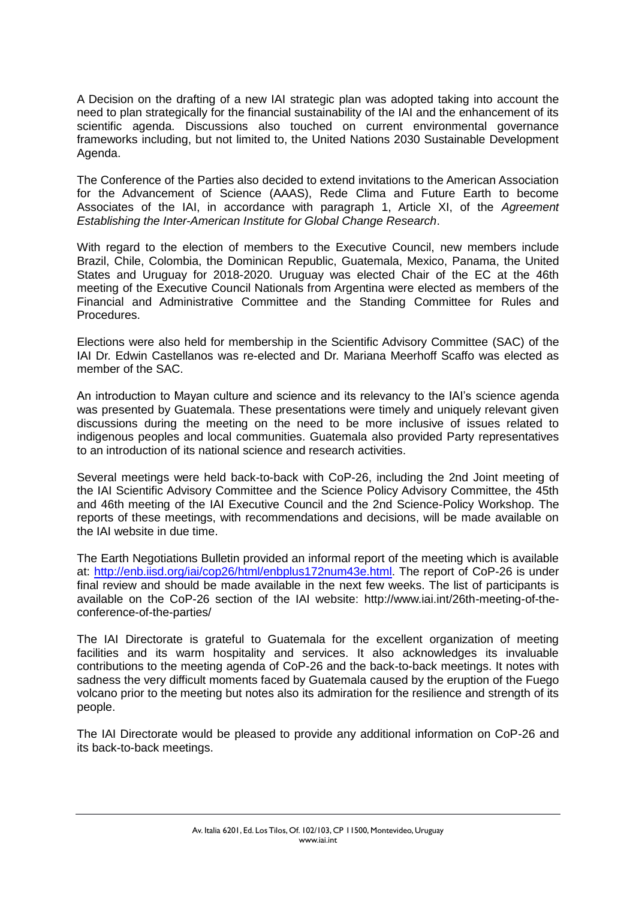A Decision on the drafting of a new IAI strategic plan was adopted taking into account the need to plan strategically for the financial sustainability of the IAI and the enhancement of its scientific agenda. Discussions also touched on current environmental governance frameworks including, but not limited to, the United Nations 2030 Sustainable Development Agenda.

The Conference of the Parties also decided to extend invitations to the American Association for the Advancement of Science (AAAS), Rede Clima and Future Earth to become Associates of the IAI, in accordance with paragraph 1, Article XI, of the *Agreement Establishing the Inter-American Institute for Global Change Research*.

With regard to the election of members to the Executive Council, new members include Brazil, Chile, Colombia, the Dominican Republic, Guatemala, Mexico, Panama, the United States and Uruguay for 2018-2020. Uruguay was elected Chair of the EC at the 46th meeting of the Executive Council Nationals from Argentina were elected as members of the Financial and Administrative Committee and the Standing Committee for Rules and Procedures.

Elections were also held for membership in the Scientific Advisory Committee (SAC) of the IAI Dr. Edwin Castellanos was re-elected and Dr. Mariana Meerhoff Scaffo was elected as member of the SAC.

An introduction to Mayan culture and science and its relevancy to the IAI's science agenda was presented by Guatemala. These presentations were timely and uniquely relevant given discussions during the meeting on the need to be more inclusive of issues related to indigenous peoples and local communities. Guatemala also provided Party representatives to an introduction of its national science and research activities.

Several meetings were held back-to-back with CoP-26, including the 2nd Joint meeting of the IAI Scientific Advisory Committee and the Science Policy Advisory Committee, the 45th and 46th meeting of the IAI Executive Council and the 2nd Science-Policy Workshop. The reports of these meetings, with recommendations and decisions, will be made available on the IAI website in due time.

The Earth Negotiations Bulletin provided an informal report of the meeting which is available at: [http://enb.iisd.org/iai/cop26/html/enbplus172num43e.html](http://enb.iisd.org/iai/cop26/html/enbplus172num43e.html). The report of CoP-26 is under final review and should be made available in the next few weeks. The list of participants is available on the CoP-26 section of the IAI website: http://www.iai.int/26th-meeting-of-the-conference-of-the-parties/

The IAI Directorate is grateful to Guatemala for the excellent organization of meeting facilities and its warm hospitality and services. It also acknowledges its invaluable contributions to the meeting agenda of CoP-26 and the back-to-back meetings. It notes with sadness the very difficult moments faced by Guatemala caused by the eruption of the Fuego volcano prior to the meeting but notes also its admiration for the resilience and strength of its people.

The IAI Directorate would be pleased to provide any additional information on CoP-26 and its back-to-back meetings.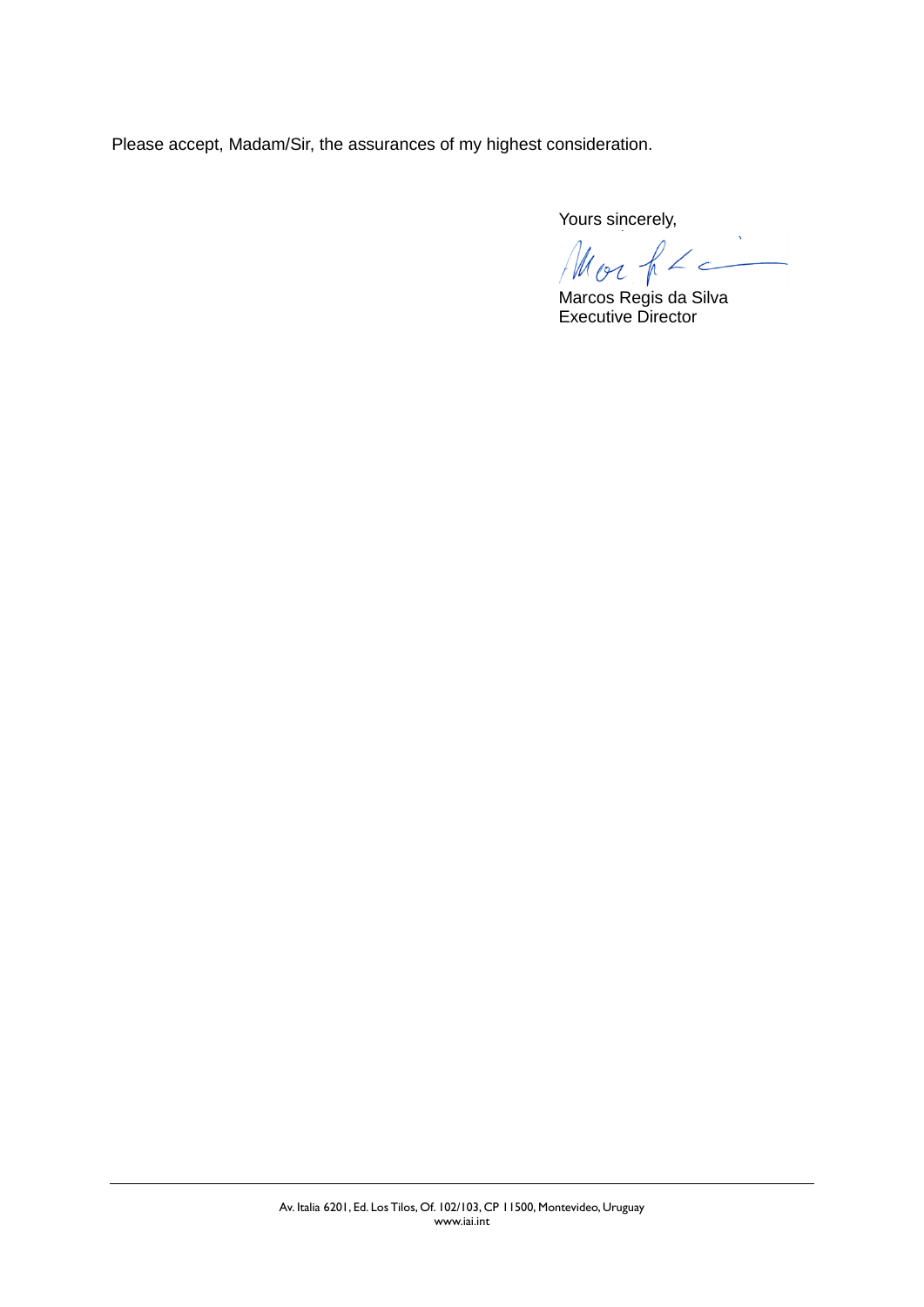Please accept, Madam/Sir, the assurances of my highest consideration.

Yours sincerely,

Marcos Regis da Silva
Executive Director

Av. Italia 6201, Ed. Los Tilos, Of. 102/103, CP 11500, Montevideo, Uruguay
www.iai.int